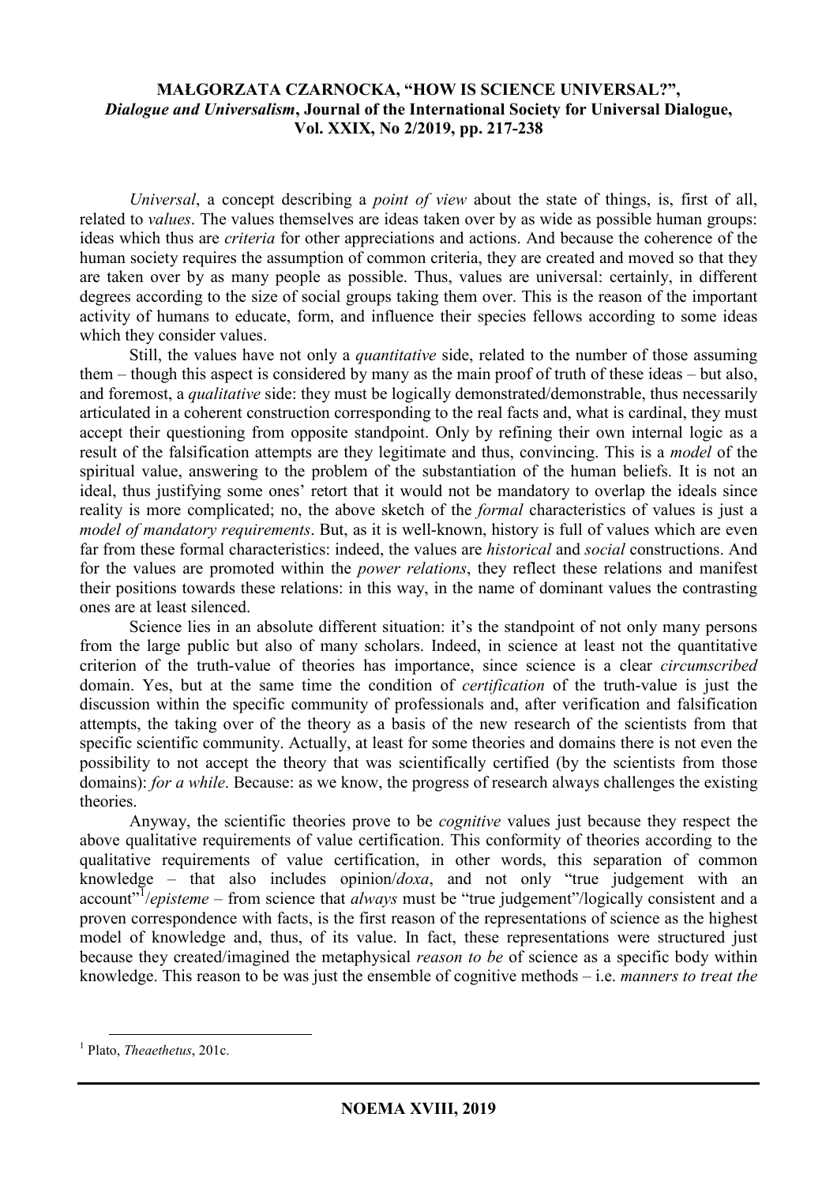**MAŁGORZATA CZARNOCKA, "HOW IS SCIENCE UNIVERSAL?",**
***Dialogue and Universalism*, Journal of the International Society for Universal Dialogue,**
**Vol. XXIX, No 2/2019, pp. 217-238**

*Universal*, a concept describing a *point of view* about the state of things, is, first of all, related to *values*. The values themselves are ideas taken over by as wide as possible human groups: ideas which thus are *criteria* for other appreciations and actions. And because the coherence of the human society requires the assumption of common criteria, they are created and moved so that they are taken over by as many people as possible. Thus, values are universal: certainly, in different degrees according to the size of social groups taking them over. This is the reason of the important activity of humans to educate, form, and influence their species fellows according to some ideas which they consider values.

Still, the values have not only a *quantitative* side, related to the number of those assuming them – though this aspect is considered by many as the main proof of truth of these ideas – but also, and foremost, a *qualitative* side: they must be logically demonstrated/demonstrable, thus necessarily articulated in a coherent construction corresponding to the real facts and, what is cardinal, they must accept their questioning from opposite standpoint. Only by refining their own internal logic as a result of the falsification attempts are they legitimate and thus, convincing. This is a *model* of the spiritual value, answering to the problem of the substantiation of the human beliefs. It is not an ideal, thus justifying some ones' retort that it would not be mandatory to overlap the ideals since reality is more complicated; no, the above sketch of the *formal* characteristics of values is just a *model of mandatory requirements*. But, as it is well-known, history is full of values which are even far from these formal characteristics: indeed, the values are *historical* and *social* constructions. And for the values are promoted within the *power relations*, they reflect these relations and manifest their positions towards these relations: in this way, in the name of dominant values the contrasting ones are at least silenced.

Science lies in an absolute different situation: it's the standpoint of not only many persons from the large public but also of many scholars. Indeed, in science at least not the quantitative criterion of the truth-value of theories has importance, since science is a clear *circumscribed* domain. Yes, but at the same time the condition of *certification* of the truth-value is just the discussion within the specific community of professionals and, after verification and falsification attempts, the taking over of the theory as a basis of the new research of the scientists from that specific scientific community. Actually, at least for some theories and domains there is not even the possibility to not accept the theory that was scientifically certified (by the scientists from those domains): *for a while*. Because: as we know, the progress of research always challenges the existing theories.

Anyway, the scientific theories prove to be *cognitive* values just because they respect the above qualitative requirements of value certification. This conformity of theories according to the qualitative requirements of value certification, in other words, this separation of common knowledge – that also includes opinion/*doxa*, and not only "true judgement with an account"[1]/*episteme* – from science that *always* must be "true judgement"/logically consistent and a proven correspondence with facts, is the first reason of the representations of science as the highest model of knowledge and, thus, of its value. In fact, these representations were structured just because they created/imagined the metaphysical *reason to be* of science as a specific body within knowledge. This reason to be was just the ensemble of cognitive methods – i.e. *manners to treat the*

[1] Plato, *Theaethetus*, 201c.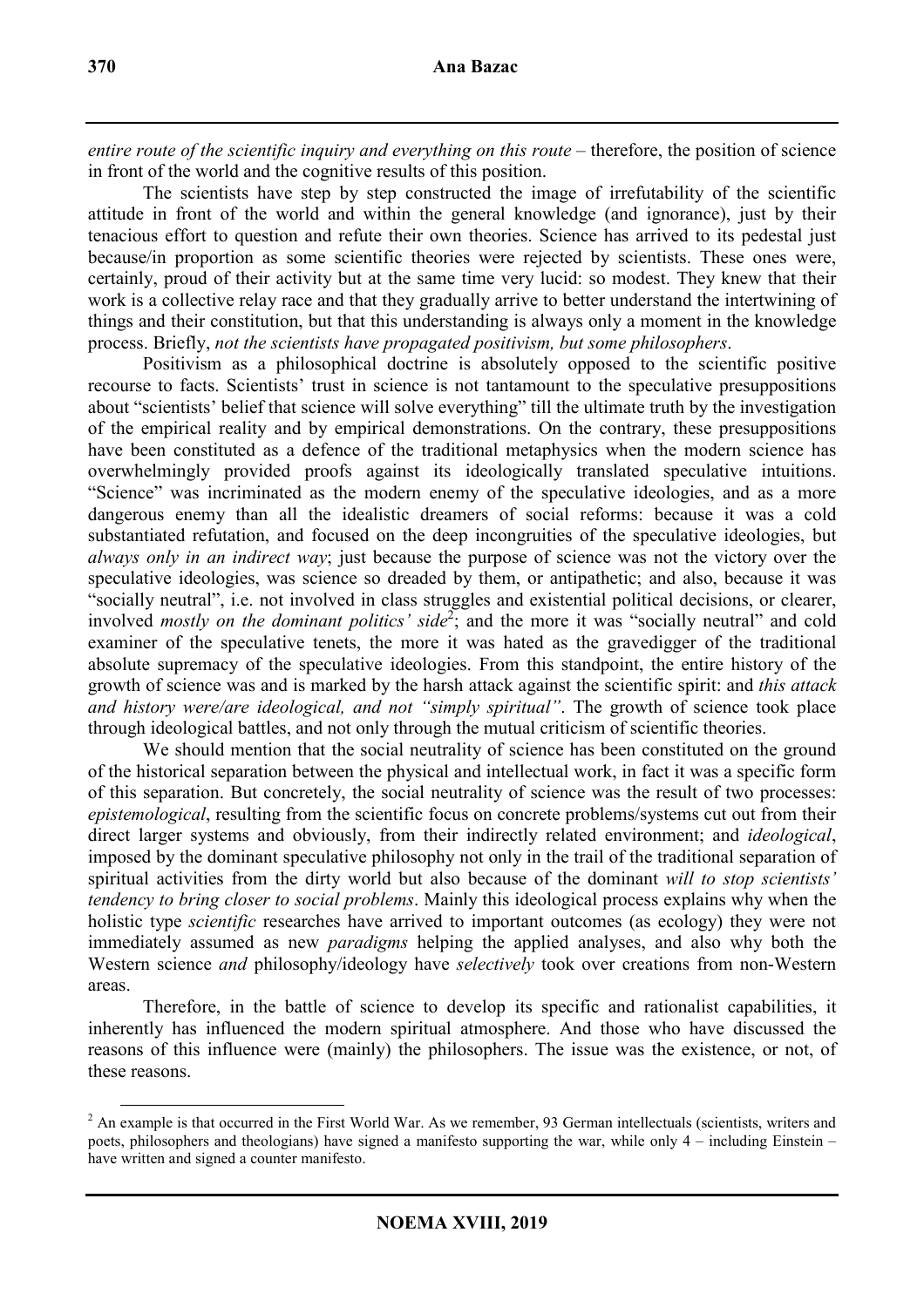*entire route of the scientific inquiry and everything on this route* – therefore, the position of science in front of the world and the cognitive results of this position.

The scientists have step by step constructed the image of irrefutability of the scientific attitude in front of the world and within the general knowledge (and ignorance), just by their tenacious effort to question and refute their own theories. Science has arrived to its pedestal just because/in proportion as some scientific theories were rejected by scientists. These ones were, certainly, proud of their activity but at the same time very lucid: so modest. They knew that their work is a collective relay race and that they gradually arrive to better understand the intertwining of things and their constitution, but that this understanding is always only a moment in the knowledge process. Briefly, *not the scientists have propagated positivism, but some philosophers*.

Positivism as a philosophical doctrine is absolutely opposed to the scientific positive recourse to facts. Scientists' trust in science is not tantamount to the speculative presuppositions about "scientists' belief that science will solve everything" till the ultimate truth by the investigation of the empirical reality and by empirical demonstrations. On the contrary, these presuppositions have been constituted as a defence of the traditional metaphysics when the modern science has overwhelmingly provided proofs against its ideologically translated speculative intuitions. "Science" was incriminated as the modern enemy of the speculative ideologies, and as a more dangerous enemy than all the idealistic dreamers of social reforms: because it was a cold substantiated refutation, and focused on the deep incongruities of the speculative ideologies, but *always only in an indirect way*; just because the purpose of science was not the victory over the speculative ideologies, was science so dreaded by them, or antipathetic; and also, because it was "socially neutral", i.e. not involved in class struggles and existential political decisions, or clearer, involved *mostly on the dominant politics' side*[2]; and the more it was "socially neutral" and cold examiner of the speculative tenets, the more it was hated as the gravedigger of the traditional absolute supremacy of the speculative ideologies. From this standpoint, the entire history of the growth of science was and is marked by the harsh attack against the scientific spirit: and *this attack and history were/are ideological, and not "simply spiritual"*. The growth of science took place through ideological battles, and not only through the mutual criticism of scientific theories.

We should mention that the social neutrality of science has been constituted on the ground of the historical separation between the physical and intellectual work, in fact it was a specific form of this separation. But concretely, the social neutrality of science was the result of two processes: *epistemological*, resulting from the scientific focus on concrete problems/systems cut out from their direct larger systems and obviously, from their indirectly related environment; and *ideological*, imposed by the dominant speculative philosophy not only in the trail of the traditional separation of spiritual activities from the dirty world but also because of the dominant *will to stop scientists' tendency to bring closer to social problems*. Mainly this ideological process explains why when the holistic type *scientific* researches have arrived to important outcomes (as ecology) they were not immediately assumed as new *paradigms* helping the applied analyses, and also why both the Western science *and* philosophy/ideology have *selectively* took over creations from non-Western areas.

Therefore, in the battle of science to develop its specific and rationalist capabilities, it inherently has influenced the modern spiritual atmosphere. And those who have discussed the reasons of this influence were (mainly) the philosophers. The issue was the existence, or not, of these reasons.

---

[2] An example is that occurred in the First World War. As we remember, 93 German intellectuals (scientists, writers and poets, philosophers and theologians) have signed a manifesto supporting the war, while only 4 – including Einstein – have written and signed a counter manifesto.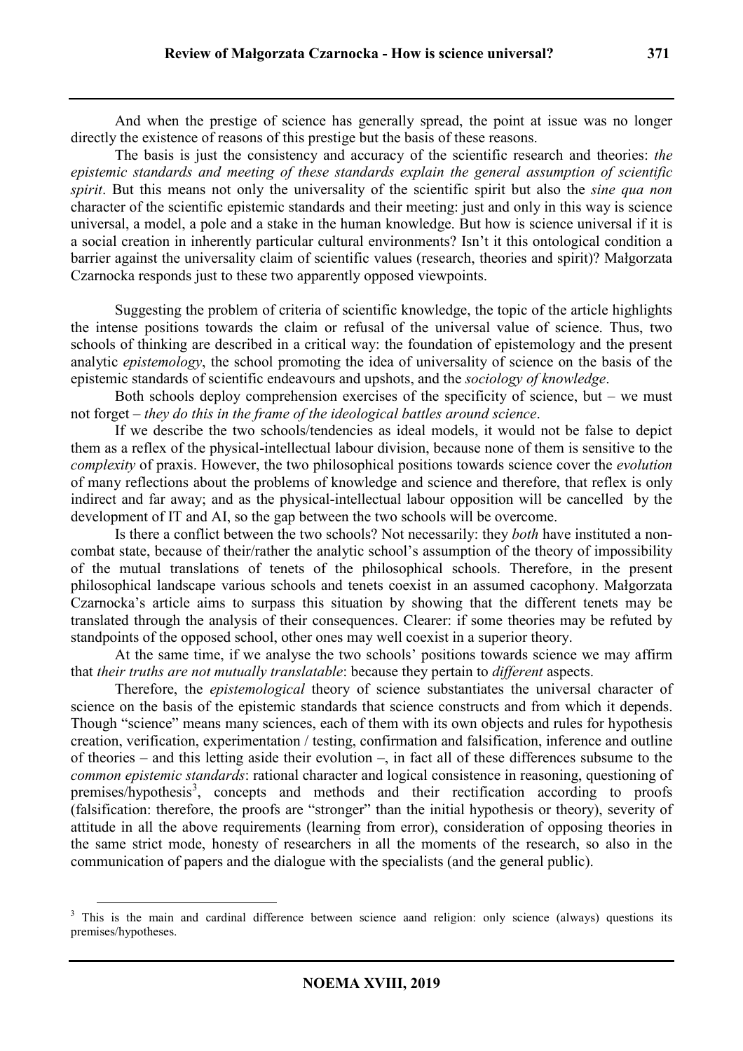And when the prestige of science has generally spread, the point at issue was no longer directly the existence of reasons of this prestige but the basis of these reasons.

The basis is just the consistency and accuracy of the scientific research and theories: *the epistemic standards and meeting of these standards explain the general assumption of scientific spirit*. But this means not only the universality of the scientific spirit but also the *sine qua non* character of the scientific epistemic standards and their meeting: just and only in this way is science universal, a model, a pole and a stake in the human knowledge. But how is science universal if it is a social creation in inherently particular cultural environments? Isn't it this ontological condition a barrier against the universality claim of scientific values (research, theories and spirit)? Małgorzata Czarnocka responds just to these two apparently opposed viewpoints.

Suggesting the problem of criteria of scientific knowledge, the topic of the article highlights the intense positions towards the claim or refusal of the universal value of science. Thus, two schools of thinking are described in a critical way: the foundation of epistemology and the present analytic *epistemology*, the school promoting the idea of universality of science on the basis of the epistemic standards of scientific endeavours and upshots, and the *sociology of knowledge*.

Both schools deploy comprehension exercises of the specificity of science, but – we must not forget – *they do this in the frame of the ideological battles around science*.

If we describe the two schools/tendencies as ideal models, it would not be false to depict them as a reflex of the physical-intellectual labour division, because none of them is sensitive to the *complexity* of praxis. However, the two philosophical positions towards science cover the *evolution* of many reflections about the problems of knowledge and science and therefore, that reflex is only indirect and far away; and as the physical-intellectual labour opposition will be cancelled by the development of IT and AI, so the gap between the two schools will be overcome.

Is there a conflict between the two schools? Not necessarily: they *both* have instituted a non-combat state, because of their/rather the analytic school's assumption of the theory of impossibility of the mutual translations of tenets of the philosophical schools. Therefore, in the present philosophical landscape various schools and tenets coexist in an assumed cacophony. Małgorzata Czarnocka's article aims to surpass this situation by showing that the different tenets may be translated through the analysis of their consequences. Clearer: if some theories may be refuted by standpoints of the opposed school, other ones may well coexist in a superior theory.

At the same time, if we analyse the two schools' positions towards science we may affirm that *their truths are not mutually translatable*: because they pertain to *different* aspects.

Therefore, the *epistemological* theory of science substantiates the universal character of science on the basis of the epistemic standards that science constructs and from which it depends. Though "science" means many sciences, each of them with its own objects and rules for hypothesis creation, verification, experimentation / testing, confirmation and falsification, inference and outline of theories – and this letting aside their evolution –, in fact all of these differences subsume to the *common epistemic standards*: rational character and logical consistence in reasoning, questioning of premises/hypothesis[3], concepts and methods and their rectification according to proofs (falsification: therefore, the proofs are "stronger" than the initial hypothesis or theory), severity of attitude in all the above requirements (learning from error), consideration of opposing theories in the same strict mode, honesty of researchers in all the moments of the research, so also in the communication of papers and the dialogue with the specialists (and the general public).

[3] This is the main and cardinal difference between science aand religion: only science (always) questions its premises/hypotheses.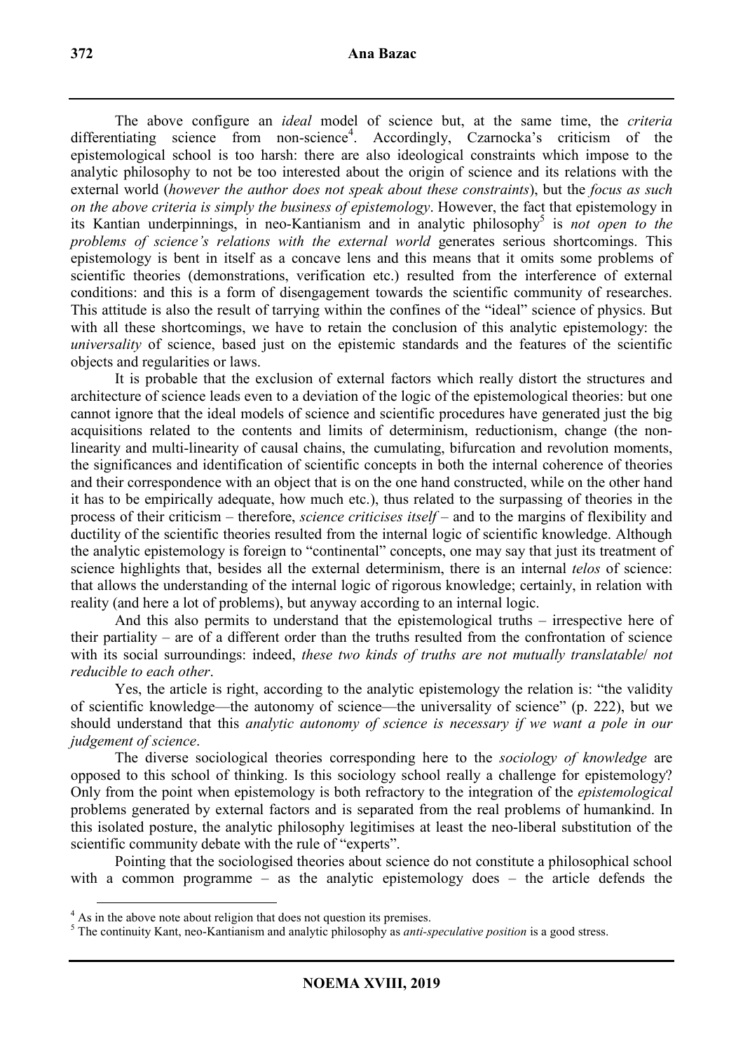The above configure an *ideal* model of science but, at the same time, the *criteria* differentiating science from non-science[4]. Accordingly, Czarnocka's criticism of the epistemological school is too harsh: there are also ideological constraints which impose to the analytic philosophy to not be too interested about the origin of science and its relations with the external world (*however the author does not speak about these constraints*), but the *focus as such on the above criteria is simply the business of epistemology*. However, the fact that epistemology in its Kantian underpinnings, in neo-Kantianism and in analytic philosophy[5] is *not open to the problems of science's relations with the external world* generates serious shortcomings. This epistemology is bent in itself as a concave lens and this means that it omits some problems of scientific theories (demonstrations, verification etc.) resulted from the interference of external conditions: and this is a form of disengagement towards the scientific community of researches. This attitude is also the result of tarrying within the confines of the "ideal" science of physics. But with all these shortcomings, we have to retain the conclusion of this analytic epistemology: the *universality* of science, based just on the epistemic standards and the features of the scientific objects and regularities or laws.

It is probable that the exclusion of external factors which really distort the structures and architecture of science leads even to a deviation of the logic of the epistemological theories: but one cannot ignore that the ideal models of science and scientific procedures have generated just the big acquisitions related to the contents and limits of determinism, reductionism, change (the non-linearity and multi-linearity of causal chains, the cumulating, bifurcation and revolution moments, the significances and identification of scientific concepts in both the internal coherence of theories and their correspondence with an object that is on the one hand constructed, while on the other hand it has to be empirically adequate, how much etc.), thus related to the surpassing of theories in the process of their criticism – therefore, *science criticises itself* – and to the margins of flexibility and ductility of the scientific theories resulted from the internal logic of scientific knowledge. Although the analytic epistemology is foreign to "continental" concepts, one may say that just its treatment of science highlights that, besides all the external determinism, there is an internal *telos* of science: that allows the understanding of the internal logic of rigorous knowledge; certainly, in relation with reality (and here a lot of problems), but anyway according to an internal logic.

And this also permits to understand that the epistemological truths – irrespective here of their partiality – are of a different order than the truths resulted from the confrontation of science with its social surroundings: indeed, *these two kinds of truths are not mutually translatable/ not reducible to each other*.

Yes, the article is right, according to the analytic epistemology the relation is: "the validity of scientific knowledge—the autonomy of science—the universality of science" (p. 222), but we should understand that this *analytic autonomy of science is necessary if we want a pole in our judgement of science*.

The diverse sociological theories corresponding here to the *sociology of knowledge* are opposed to this school of thinking. Is this sociology school really a challenge for epistemology? Only from the point when epistemology is both refractory to the integration of the *epistemological* problems generated by external factors and is separated from the real problems of humankind. In this isolated posture, the analytic philosophy legitimises at least the neo-liberal substitution of the scientific community debate with the rule of "experts".

Pointing that the sociologised theories about science do not constitute a philosophical school with a common programme – as the analytic epistemology does – the article defends the

---

[4] As in the above note about religion that does not question its premises.

[5] The continuity Kant, neo-Kantianism and analytic philosophy as *anti-speculative position* is a good stress.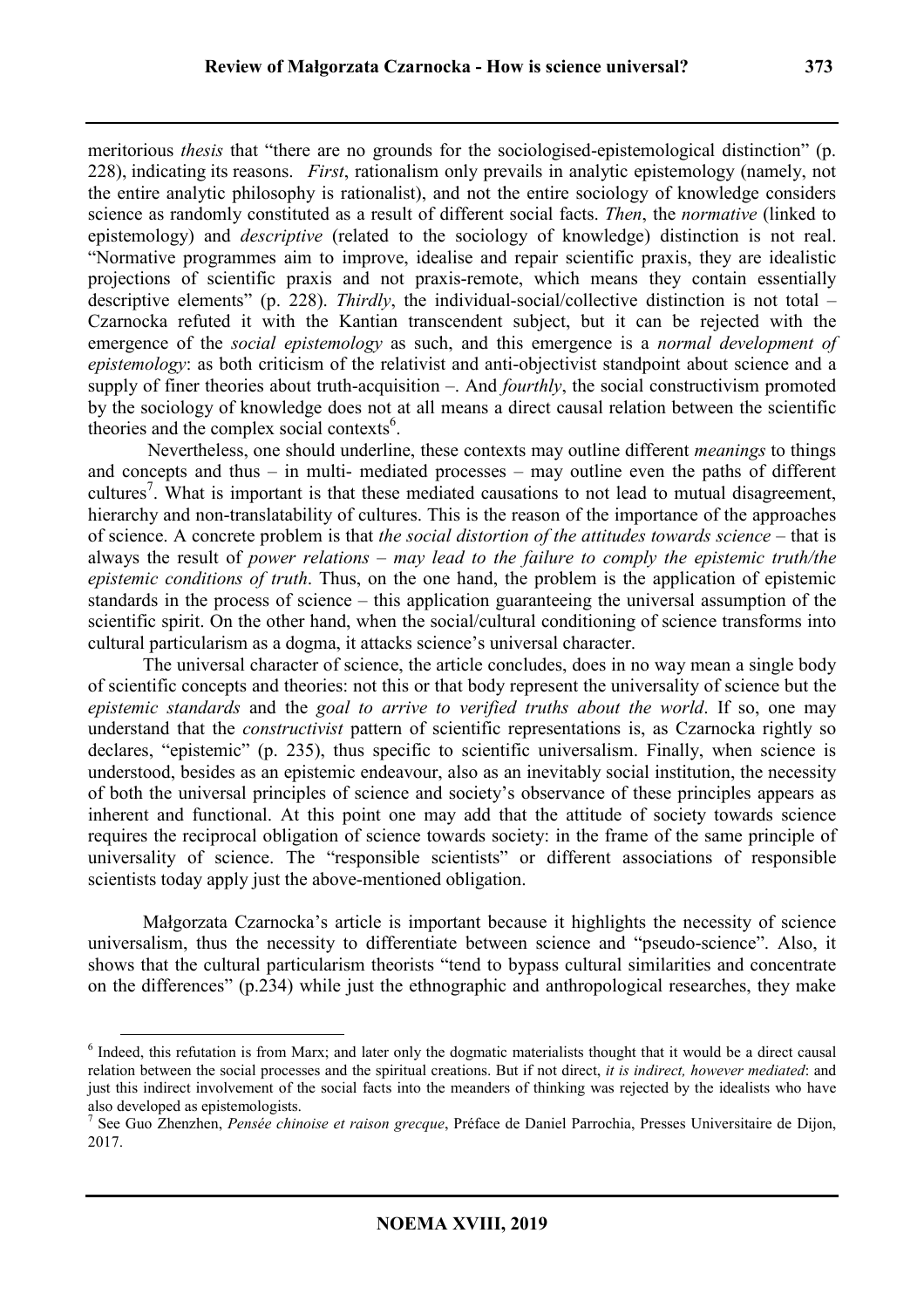meritorious *thesis* that "there are no grounds for the sociologised-epistemological distinction" (p. 228), indicating its reasons. *First*, rationalism only prevails in analytic epistemology (namely, not the entire analytic philosophy is rationalist), and not the entire sociology of knowledge considers science as randomly constituted as a result of different social facts. *Then*, the *normative* (linked to epistemology) and *descriptive* (related to the sociology of knowledge) distinction is not real. "Normative programmes aim to improve, idealise and repair scientific praxis, they are idealistic projections of scientific praxis and not praxis-remote, which means they contain essentially descriptive elements" (p. 228). *Thirdly*, the individual-social/collective distinction is not total – Czarnocka refuted it with the Kantian transcendent subject, but it can be rejected with the emergence of the *social epistemology* as such, and this emergence is a *normal development of epistemology*: as both criticism of the relativist and anti-objectivist standpoint about science and a supply of finer theories about truth-acquisition –. And *fourthly*, the social constructivism promoted by the sociology of knowledge does not at all means a direct causal relation between the scientific theories and the complex social contexts[6].

Nevertheless, one should underline, these contexts may outline different *meanings* to things and concepts and thus – in multi- mediated processes – may outline even the paths of different cultures[7]. What is important is that these mediated causations to not lead to mutual disagreement, hierarchy and non-translatability of cultures. This is the reason of the importance of the approaches of science. A concrete problem is that *the social distortion of the attitudes towards science* – that is always the result of *power relations* – *may lead to the failure to comply the epistemic truth/the epistemic conditions of truth*. Thus, on the one hand, the problem is the application of epistemic standards in the process of science – this application guaranteeing the universal assumption of the scientific spirit. On the other hand, when the social/cultural conditioning of science transforms into cultural particularism as a dogma, it attacks science's universal character.

The universal character of science, the article concludes, does in no way mean a single body of scientific concepts and theories: not this or that body represent the universality of science but the *epistemic standards* and the *goal to arrive to verified truths about the world*. If so, one may understand that the *constructivist* pattern of scientific representations is, as Czarnocka rightly so declares, "epistemic" (p. 235), thus specific to scientific universalism. Finally, when science is understood, besides as an epistemic endeavour, also as an inevitably social institution, the necessity of both the universal principles of science and society's observance of these principles appears as inherent and functional. At this point one may add that the attitude of society towards science requires the reciprocal obligation of science towards society: in the frame of the same principle of universality of science. The "responsible scientists" or different associations of responsible scientists today apply just the above-mentioned obligation.

Małgorzata Czarnocka's article is important because it highlights the necessity of science universalism, thus the necessity to differentiate between science and "pseudo-science". Also, it shows that the cultural particularism theorists "tend to bypass cultural similarities and concentrate on the differences" (p.234) while just the ethnographic and anthropological researches, they make

---

[6] Indeed, this refutation is from Marx; and later only the dogmatic materialists thought that it would be a direct causal relation between the social processes and the spiritual creations. But if not direct, *it is indirect, however mediated*: and just this indirect involvement of the social facts into the meanders of thinking was rejected by the idealists who have also developed as epistemologists.

[7] See Guo Zhenzhen, *Pensée chinoise et raison grecque*, Préface de Daniel Parrochia, Presses Universitaire de Dijon, 2017.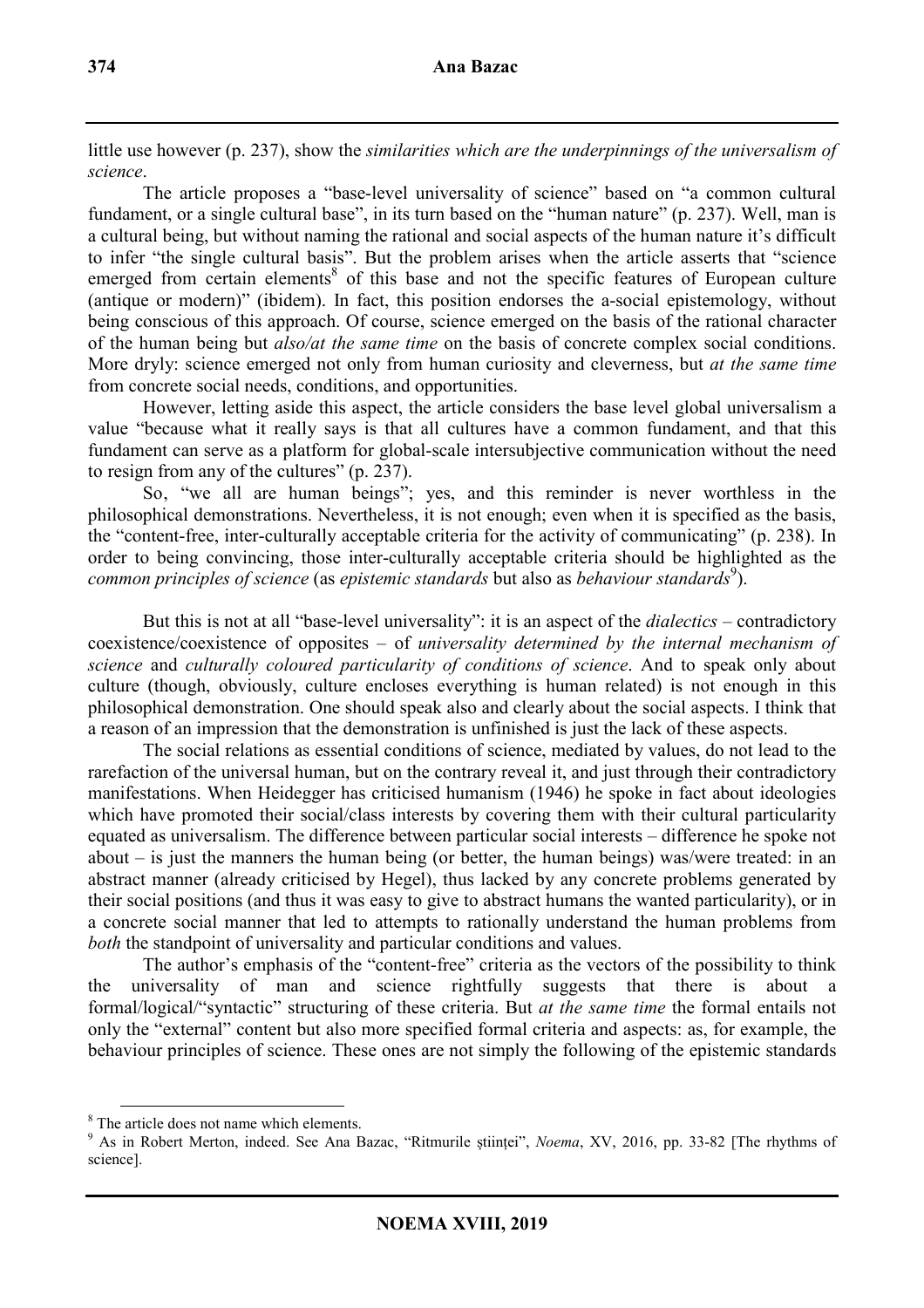little use however (p. 237), show the *similarities which are the underpinnings of the universalism of science*.

The article proposes a "base-level universality of science" based on "a common cultural fundament, or a single cultural base", in its turn based on the "human nature" (p. 237). Well, man is a cultural being, but without naming the rational and social aspects of the human nature it's difficult to infer "the single cultural basis". But the problem arises when the article asserts that "science emerged from certain elements[8] of this base and not the specific features of European culture (antique or modern)" (ibidem). In fact, this position endorses the a-social epistemology, without being conscious of this approach. Of course, science emerged on the basis of the rational character of the human being but *also/at the same time* on the basis of concrete complex social conditions. More dryly: science emerged not only from human curiosity and cleverness, but *at the same time* from concrete social needs, conditions, and opportunities.

However, letting aside this aspect, the article considers the base level global universalism a value "because what it really says is that all cultures have a common fundament, and that this fundament can serve as a platform for global-scale intersubjective communication without the need to resign from any of the cultures" (p. 237).

So, "we all are human beings"; yes, and this reminder is never worthless in the philosophical demonstrations. Nevertheless, it is not enough; even when it is specified as the basis, the "content-free, inter-culturally acceptable criteria for the activity of communicating" (p. 238). In order to being convincing, those inter-culturally acceptable criteria should be highlighted as the *common principles of science* (as *epistemic standards* but also as *behaviour standards*[9]).

But this is not at all "base-level universality": it is an aspect of the *dialectics* – contradictory coexistence/coexistence of opposites – of *universality determined by the internal mechanism of science* and *culturally coloured particularity of conditions of science*. And to speak only about culture (though, obviously, culture encloses everything is human related) is not enough in this philosophical demonstration. One should speak also and clearly about the social aspects. I think that a reason of an impression that the demonstration is unfinished is just the lack of these aspects.

The social relations as essential conditions of science, mediated by values, do not lead to the rarefaction of the universal human, but on the contrary reveal it, and just through their contradictory manifestations. When Heidegger has criticised humanism (1946) he spoke in fact about ideologies which have promoted their social/class interests by covering them with their cultural particularity equated as universalism. The difference between particular social interests – difference he spoke not about – is just the manners the human being (or better, the human beings) was/were treated: in an abstract manner (already criticised by Hegel), thus lacked by any concrete problems generated by their social positions (and thus it was easy to give to abstract humans the wanted particularity), or in a concrete social manner that led to attempts to rationally understand the human problems from *both* the standpoint of universality and particular conditions and values.

The author's emphasis of the "content-free" criteria as the vectors of the possibility to think the universality of man and science rightfully suggests that there is about a formal/logical/"syntactic" structuring of these criteria. But *at the same time* the formal entails not only the "external" content but also more specified formal criteria and aspects: as, for example, the behaviour principles of science. These ones are not simply the following of the epistemic standards

---

[8] The article does not name which elements.

[9] As in Robert Merton, indeed. See Ana Bazac, "Ritmurile științei", *Noema*, XV, 2016, pp. 33-82 [The rhythms of science].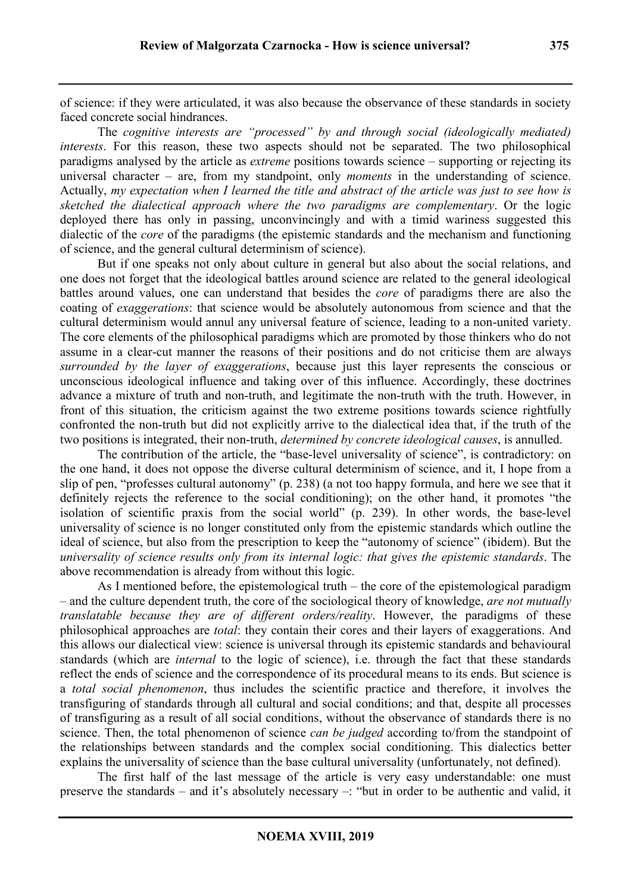of science: if they were articulated, it was also because the observance of these standards in society faced concrete social hindrances.

The *cognitive interests are "processed" by and through social (ideologically mediated) interests*. For this reason, these two aspects should not be separated. The two philosophical paradigms analysed by the article as *extreme* positions towards science – supporting or rejecting its universal character – are, from my standpoint, only *moments* in the understanding of science. Actually, *my expectation when I learned the title and abstract of the article was just to see how is sketched the dialectical approach where the two paradigms are complementary*. Or the logic deployed there has only in passing, unconvincingly and with a timid wariness suggested this dialectic of the *core* of the paradigms (the epistemic standards and the mechanism and functioning of science, and the general cultural determinism of science).

But if one speaks not only about culture in general but also about the social relations, and one does not forget that the ideological battles around science are related to the general ideological battles around values, one can understand that besides the *core* of paradigms there are also the coating of *exaggerations*: that science would be absolutely autonomous from science and that the cultural determinism would annul any universal feature of science, leading to a non-united variety. The core elements of the philosophical paradigms which are promoted by those thinkers who do not assume in a clear-cut manner the reasons of their positions and do not criticise them are always *surrounded by the layer of exaggerations*, because just this layer represents the conscious or unconscious ideological influence and taking over of this influence. Accordingly, these doctrines advance a mixture of truth and non-truth, and legitimate the non-truth with the truth. However, in front of this situation, the criticism against the two extreme positions towards science rightfully confronted the non-truth but did not explicitly arrive to the dialectical idea that, if the truth of the two positions is integrated, their non-truth, *determined by concrete ideological causes*, is annulled.

The contribution of the article, the "base-level universality of science", is contradictory: on the one hand, it does not oppose the diverse cultural determinism of science, and it, I hope from a slip of pen, "professes cultural autonomy" (p. 238) (a not too happy formula, and here we see that it definitely rejects the reference to the social conditioning); on the other hand, it promotes "the isolation of scientific praxis from the social world" (p. 239). In other words, the base-level universality of science is no longer constituted only from the epistemic standards which outline the ideal of science, but also from the prescription to keep the "autonomy of science" (ibidem). But the *universality of science results only from its internal logic: that gives the epistemic standards*. The above recommendation is already from without this logic.

As I mentioned before, the epistemological truth – the core of the epistemological paradigm – and the culture dependent truth, the core of the sociological theory of knowledge, *are not mutually translatable because they are of different orders/reality*. However, the paradigms of these philosophical approaches are *total*: they contain their cores and their layers of exaggerations. And this allows our dialectical view: science is universal through its epistemic standards and behavioural standards (which are *internal* to the logic of science), i.e. through the fact that these standards reflect the ends of science and the correspondence of its procedural means to its ends. But science is a *total social phenomenon*, thus includes the scientific practice and therefore, it involves the transfiguring of standards through all cultural and social conditions; and that, despite all processes of transfiguring as a result of all social conditions, without the observance of standards there is no science. Then, the total phenomenon of science *can be judged* according to/from the standpoint of the relationships between standards and the complex social conditioning. This dialectics better explains the universality of science than the base cultural universality (unfortunately, not defined).

The first half of the last message of the article is very easy understandable: one must preserve the standards – and it's absolutely necessary –: "but in order to be authentic and valid, it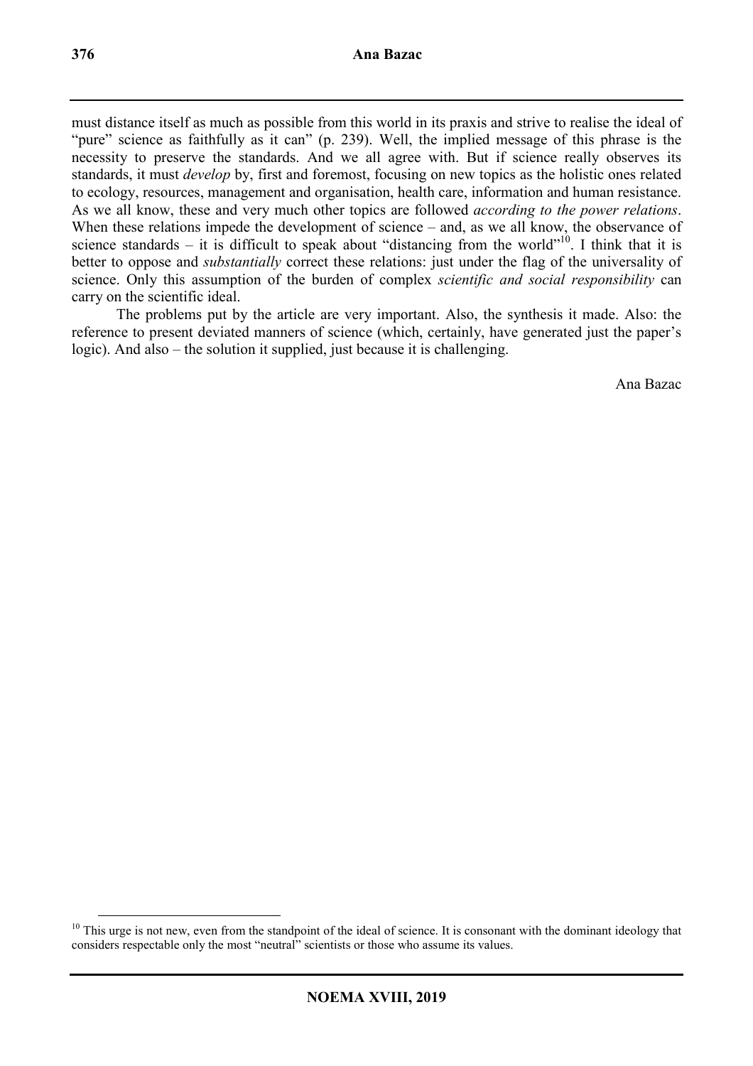must distance itself as much as possible from this world in its praxis and strive to realise the ideal of "pure" science as faithfully as it can" (p. 239). Well, the implied message of this phrase is the necessity to preserve the standards. And we all agree with. But if science really observes its standards, it must *develop* by, first and foremost, focusing on new topics as the holistic ones related to ecology, resources, management and organisation, health care, information and human resistance. As we all know, these and very much other topics are followed *according to the power relations*. When these relations impede the development of science – and, as we all know, the observance of science standards – it is difficult to speak about "distancing from the world"[10]. I think that it is better to oppose and *substantially* correct these relations: just under the flag of the universality of science. Only this assumption of the burden of complex *scientific and social responsibility* can carry on the scientific ideal.

The problems put by the article are very important. Also, the synthesis it made. Also: the reference to present deviated manners of science (which, certainly, have generated just the paper's logic). And also – the solution it supplied, just because it is challenging.

Ana Bazac

---

[10] This urge is not new, even from the standpoint of the ideal of science. It is consonant with the dominant ideology that considers respectable only the most "neutral" scientists or those who assume its values.